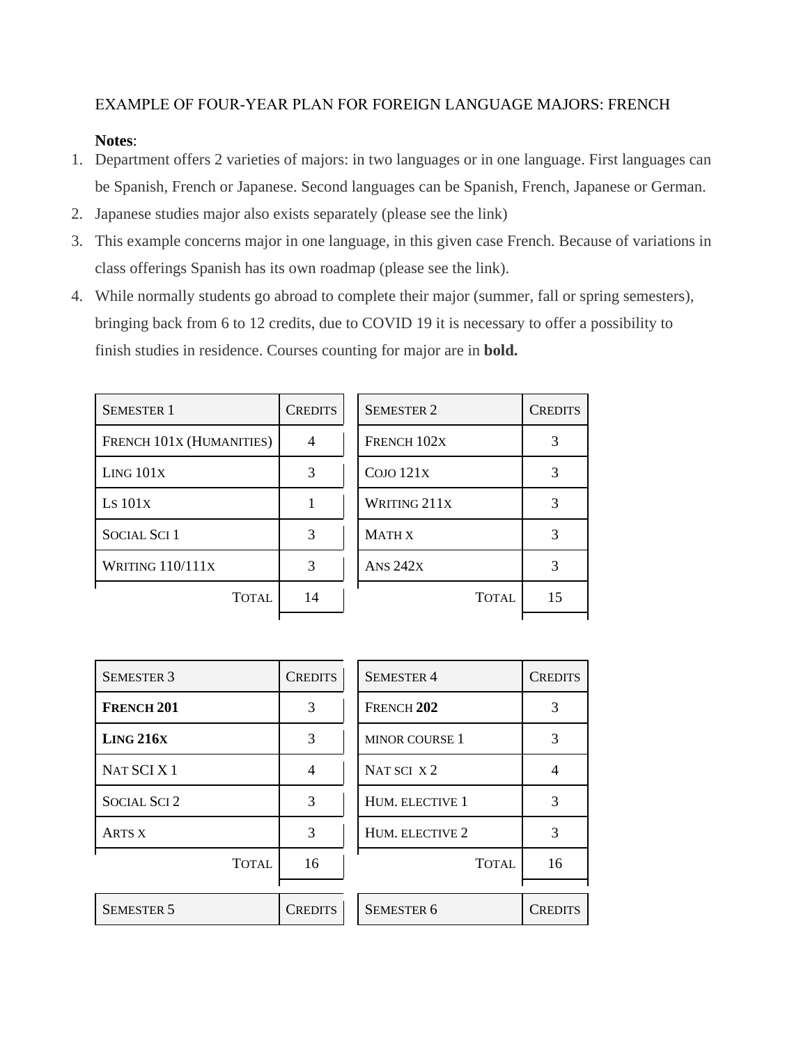EXAMPLE OF FOUR-YEAR PLAN FOR FOREIGN LANGUAGE MAJORS: FRENCH

**Notes**:

1. Department offers 2 varieties of majors: in two languages or in one language. First languages can be Spanish, French or Japanese. Second languages can be Spanish, French, Japanese or German.
2. Japanese studies major also exists separately (please see the link)
3. This example concerns major in one language, in this given case French. Because of variations in class offerings Spanish has its own roadmap (please see the link).
4. While normally students go abroad to complete their major (summer, fall or spring semesters), bringing back from 6 to 12 credits, due to COVID 19 it is necessary to offer a possibility to finish studies in residence. Courses counting for major are in **bold.**

| Semester 1 | Credits |
|---|---|
| French 101x (Humanities) | 4 |
| Ling 101x | 3 |
| Ls 101x | 1 |
| Social Sci 1 | 3 |
| Writing 110/111x | 3 |
| Total | 14 |

| Semester 2 | Credits |
|---|---|
| French 102x | 3 |
| Cojo 121x | 3 |
| Writing 211x | 3 |
| Math x | 3 |
| Ans 242x | 3 |
| Total | 15 |

| Semester 3 | Credits |
|---|---|
| **French 201** | 3 |
| **Ling 216x** | 3 |
| Nat SCI X 1 | 4 |
| Social Sci 2 | 3 |
| Arts x | 3 |
| Total | 16 |

| Semester 4 | Credits |
|---|---|
| French **202** | 3 |
| minor course 1 | 3 |
| Nat sci x 2 | 4 |
| Hum. elective 1 | 3 |
| Hum. elective 2 | 3 |
| Total | 16 |

| Semester 5 | Credits |
|---|---|

| Semester 6 | Credits |
|---|---|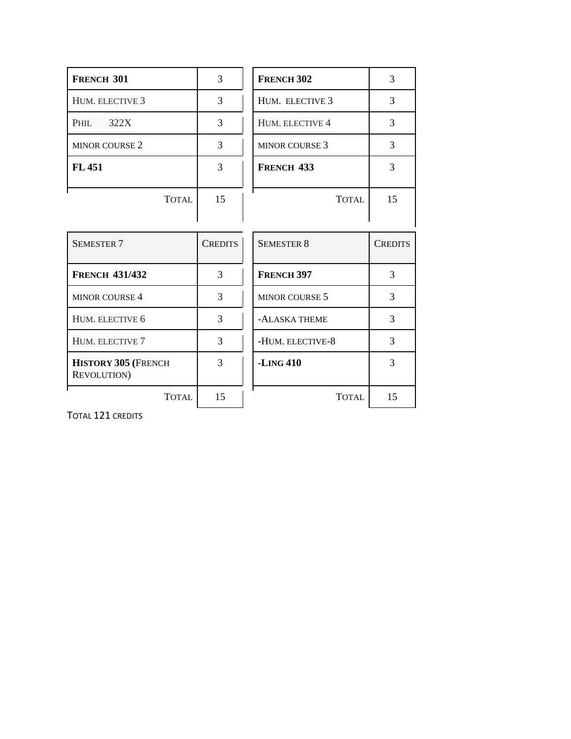| **French 301** | 3 |
|---|---|
| Hum. elective 3 | 3 |
| Phil 322X | 3 |
| minor course 2 | 3 |
| **FL 451** | 3 |
| Total | 15 |

| **French 302** | 3 |
|---|---|
| Hum. elective 3 | 3 |
| Hum. elective 4 | 3 |
| minor course 3 | 3 |
| **French 433** | 3 |
| Total | 15 |

| Semester 7 | Credits |
|---|---|
| **French 431/432** | 3 |
| minor course 4 | 3 |
| Hum. elective 6 | 3 |
| Hum. elective 7 | 3 |
| **History 305 (**French Revolution) | 3 |
| Total | 15 |

| Semester 8 | Credits |
|---|---|
| **French 397** | 3 |
| minor course 5 | 3 |
| -Alaska theme | 3 |
| -Hum. elective-8 | 3 |
| **-Ling 410** | 3 |
| Total | 15 |

Total 121 credits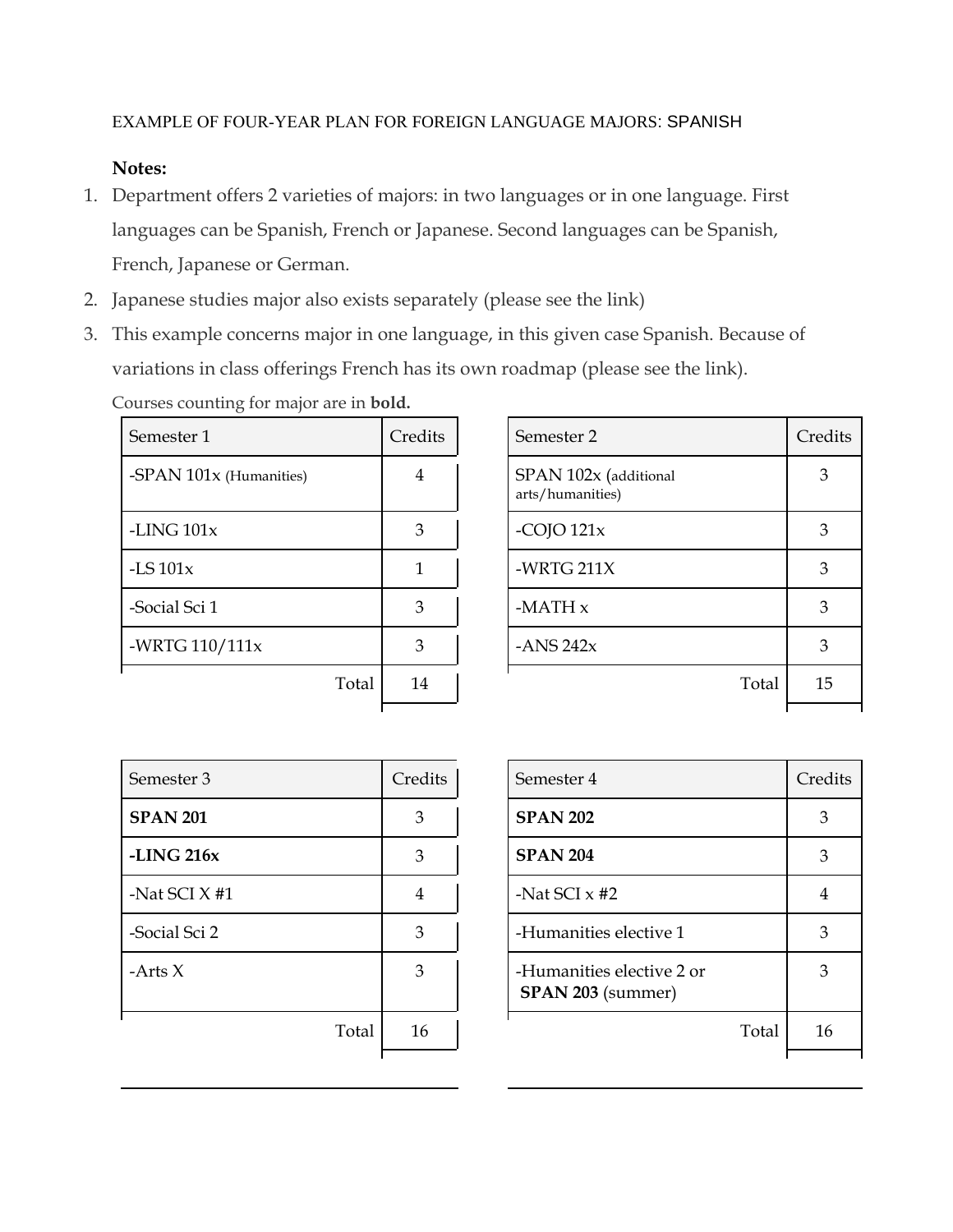EXAMPLE OF FOUR-YEAR PLAN FOR FOREIGN LANGUAGE MAJORS: SPANISH

**Notes:**

1. Department offers 2 varieties of majors: in two languages or in one language. First languages can be Spanish, French or Japanese. Second languages can be Spanish, French, Japanese or German.
2. Japanese studies major also exists separately (please see the link)
3. This example concerns major in one language, in this given case Spanish. Because of variations in class offerings French has its own roadmap (please see the link).

Courses counting for major are in **bold.**

| Semester 1 | Credits |
|---|---|
| -SPAN 101x (Humanities) | 4 |
| -LING 101x | 3 |
| -LS 101x | 1 |
| -Social Sci 1 | 3 |
| -WRTG 110/111x | 3 |
| Total | 14 |

| Semester 2 | Credits |
|---|---|
| SPAN 102x (additional arts/humanities) | 3 |
| -COJO 121x | 3 |
| -WRTG 211X | 3 |
| -MATH x | 3 |
| -ANS 242x | 3 |
| Total | 15 |

| Semester 3 | Credits |
|---|---|
| **SPAN 201** | 3 |
| **-LING 216x** | 3 |
| -Nat SCI X #1 | 4 |
| -Social Sci 2 | 3 |
| -Arts X | 3 |
| Total | 16 |

| Semester 4 | Credits |
|---|---|
| **SPAN 202** | 3 |
| **SPAN 204** | 3 |
| -Nat SCI x #2 | 4 |
| -Humanities elective 1 | 3 |
| -Humanities elective 2 or **SPAN 203** (summer) | 3 |
| Total | 16 |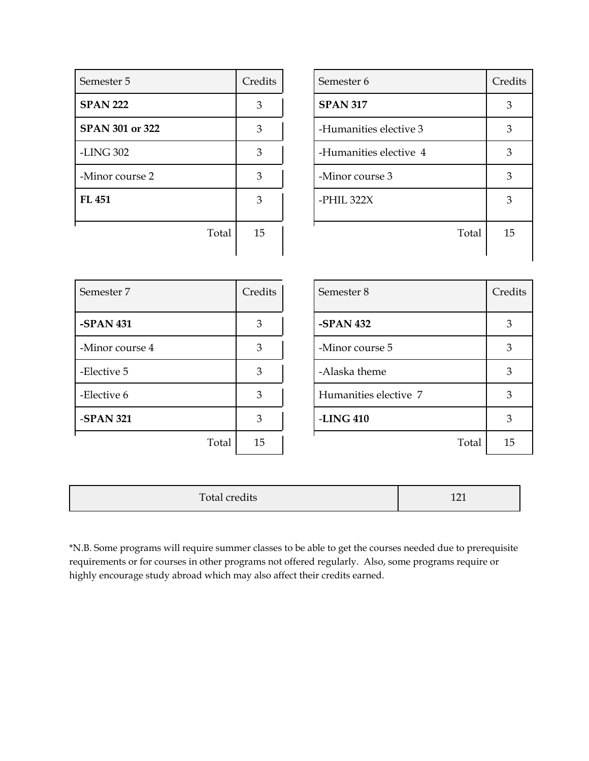| Semester 5 | Credits |
|---|---|
| **SPAN 222** | 3 |
| **SPAN 301 or 322** | 3 |
| -LING 302 | 3 |
| -Minor course 2 | 3 |
| **FL 451** | 3 |
| Total | 15 |

| Semester 6 | Credits |
|---|---|
| **SPAN 317** | 3 |
| -Humanities elective 3 | 3 |
| -Humanities elective 4 | 3 |
| -Minor course 3 | 3 |
| -PHIL 322X | 3 |
| Total | 15 |

| Semester 7 | Credits |
|---|---|
| **-SPAN 431** | 3 |
| -Minor course 4 | 3 |
| -Elective 5 | 3 |
| -Elective 6 | 3 |
| **-SPAN 321** | 3 |
| Total | 15 |

| Semester 8 | Credits |
|---|---|
| **-SPAN 432** | 3 |
| -Minor course 5 | 3 |
| -Alaska theme | 3 |
| Humanities elective 7 | 3 |
| **-LING 410** | 3 |
| Total | 15 |

| Total credits | 121 |
|---|---|

*N.B. Some programs will require summer classes to be able to get the courses needed due to prerequisite requirements or for courses in other programs not offered regularly. Also, some programs require or highly encourage study abroad which may also affect their credits earned.